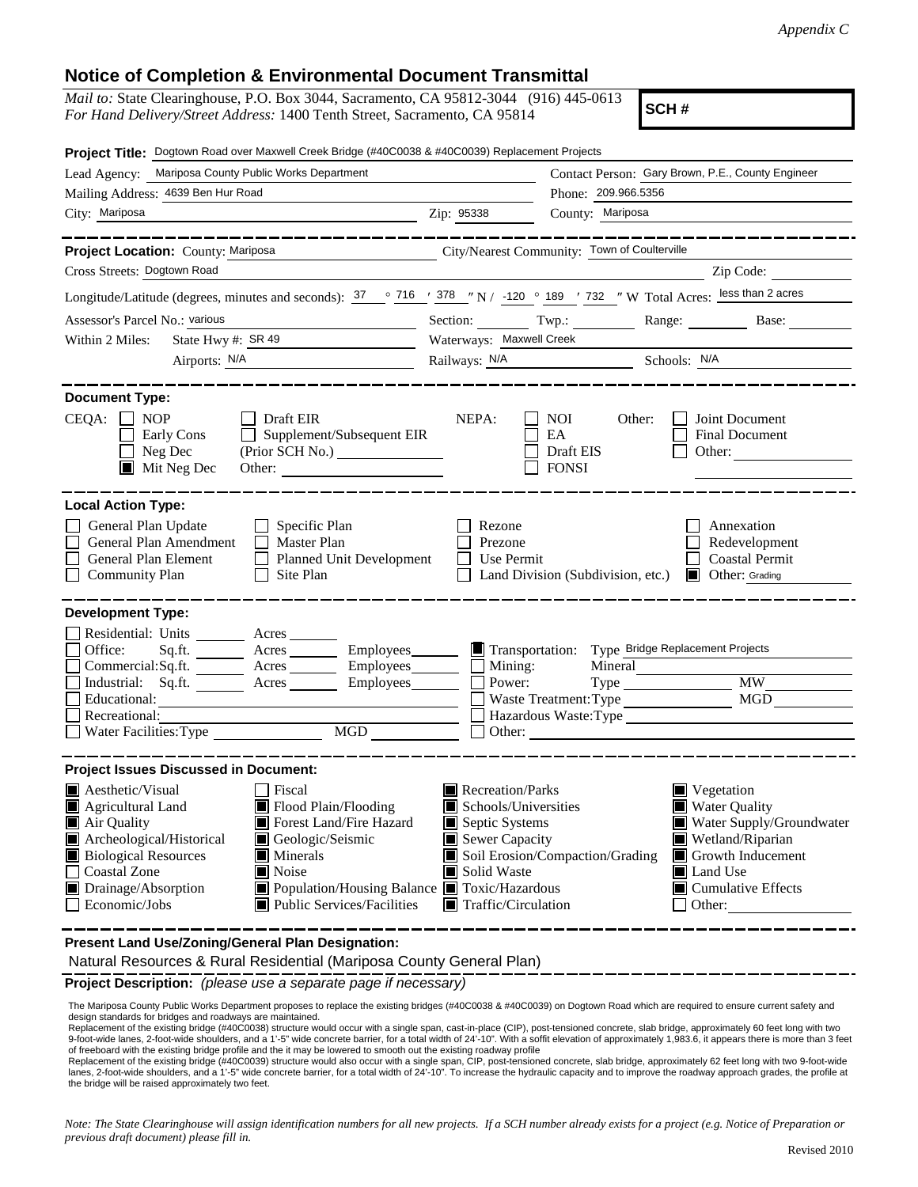*Appendix C*

# Notice of Completion & Environmental Document Transmittal

*Mail to:* State Clearinghouse, P.O. Box 3044, Sacramento, CA 95812-3044 (916) 445-0613
*For Hand Delivery/Street Address:* 1400 Tenth Street, Sacramento, CA 95814

**SCH #**

**Project Title:** Dogtown Road over Maxwell Creek Bridge (#40C0038 & #40C0039) Replacement Projects

Lead Agency: Mariposa County Public Works Department
Contact Person: Gary Brown, P.E., County Engineer
Mailing Address: 4639 Ben Hur Road
Phone: 209.966.5356
City: Mariposa
Zip: 95338
County: Mariposa

**Project Location:** County: Mariposa
City/Nearest Community: Town of Coulterville
Cross Streets: Dogtown Road
Zip Code:
Longitude/Latitude (degrees, minutes and seconds): 37 ° 716 ′ 378 ″ N / -120 ° 189 ′ 732 ″ W Total Acres: less than 2 acres
Assessor's Parcel No.: various
Section: Twp.: Range: Base:
Within 2 Miles: State Hwy #: SR 49
Waterways: Maxwell Creek
Airports: N/A
Railways: N/A
Schools: N/A

**Document Type:**

CEQA: ☐ NOP ☐ Early Cons ☐ Neg Dec ☒ Mit Neg Dec ☐ Draft EIR ☐ Supplement/Subsequent EIR (Prior SCH No.) Other:

NEPA: ☐ NOI ☐ EA ☐ Draft EIS ☐ FONSI

Other: ☐ Joint Document ☐ Final Document ☐ Other:

**Local Action Type:**

☐ General Plan Update
☐ General Plan Amendment
☐ General Plan Element
☐ Community Plan
☐ Specific Plan
☐ Master Plan
☐ Planned Unit Development
☐ Site Plan
☐ Rezone
☐ Prezone
☐ Use Permit
☐ Land Division (Subdivision, etc.)
☐ Annexation
☐ Redevelopment
☐ Coastal Permit
☒ Other: Grading

**Development Type:**

☐ Residential: Units Acres
☐ Office: Sq.ft. Acres Employees
☐ Commercial: Sq.ft. Acres Employees
☐ Industrial: Sq.ft. Acres Employees
☐ Educational:
☐ Recreational:
☐ Water Facilities: Type MGD
☒ Transportation: Type Bridge Replacement Projects
☐ Mining: Mineral
☐ Power: Type MW
☐ Waste Treatment: Type MGD
☐ Hazardous Waste: Type
☐ Other:

**Project Issues Discussed in Document:**

☒ Aesthetic/Visual
☒ Agricultural Land
☒ Air Quality
☒ Archeological/Historical
☒ Biological Resources
☐ Coastal Zone
☒ Drainage/Absorption
☐ Economic/Jobs
☐ Fiscal
☒ Flood Plain/Flooding
☒ Forest Land/Fire Hazard
☒ Geologic/Seismic
☒ Minerals
☒ Noise
☒ Population/Housing Balance
☒ Public Services/Facilities
☒ Recreation/Parks
☒ Schools/Universities
☒ Septic Systems
☒ Sewer Capacity
☒ Soil Erosion/Compaction/Grading
☒ Solid Waste
☒ Toxic/Hazardous
☒ Traffic/Circulation
☒ Vegetation
☒ Water Quality
☒ Water Supply/Groundwater
☒ Wetland/Riparian
☒ Growth Inducement
☒ Land Use
☒ Cumulative Effects
☐ Other:

**Present Land Use/Zoning/General Plan Designation:**

Natural Resources & Rural Residential (Mariposa County General Plan)

**Project Description:** *(please use a separate page if necessary)*

The Mariposa County Public Works Department proposes to replace the existing bridges (#40C0038 & #40C0039) on Dogtown Road which are required to ensure current safety and design standards for bridges and roadways are maintained.
Replacement of the existing bridge (#40C0038) structure would occur with a single span, cast-in-place (CIP), post-tensioned concrete, slab bridge, approximately 60 feet long with two 9-foot-wide lanes, 2-foot-wide shoulders, and a 1'-5" wide concrete barrier, for a total width of 24'-10". With a soffit elevation of approximately 1,983.6, it appears there is more than 3 feet of freeboard with the existing bridge profile and the it may be lowered to smooth out the existing roadway profile
Replacement of the existing bridge (#40C0039) structure would also occur with a single span, CIP, post-tensioned concrete, slab bridge, approximately 62 feet long with two 9-foot-wide lanes, 2-foot-wide shoulders, and a 1'-5" wide concrete barrier, for a total width of 24'-10". To increase the hydraulic capacity and to improve the roadway approach grades, the profile at the bridge will be raised approximately two feet.

*Note: The State Clearinghouse will assign identification numbers for all new projects. If a SCH number already exists for a project (e.g. Notice of Preparation or previous draft document) please fill in.*

Revised 2010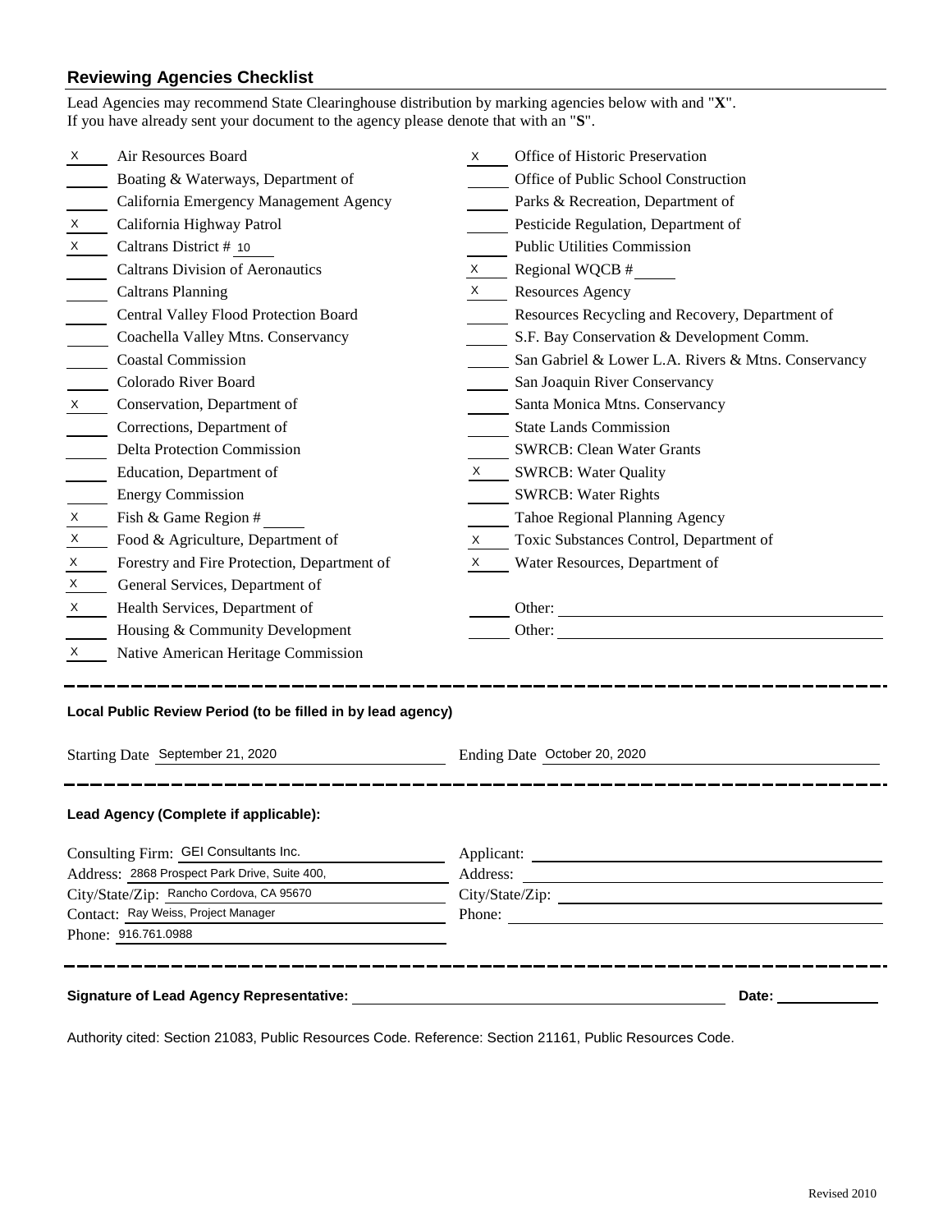## Reviewing Agencies Checklist

Lead Agencies may recommend State Clearinghouse distribution by marking agencies below with and "**X**".
If you have already sent your document to the agency please denote that with an "**S**".

| | | | |
|---|---|---|---|
| X | Air Resources Board | X | Office of Historic Preservation |
| | Boating & Waterways, Department of | | Office of Public School Construction |
| | California Emergency Management Agency | | Parks & Recreation, Department of |
| X | California Highway Patrol | | Pesticide Regulation, Department of |
| X | Caltrans District # 10 | | Public Utilities Commission |
| | Caltrans Division of Aeronautics | X | Regional WQCB # |
| | Caltrans Planning | X | Resources Agency |
| | Central Valley Flood Protection Board | | Resources Recycling and Recovery, Department of |
| | Coachella Valley Mtns. Conservancy | | S.F. Bay Conservation & Development Comm. |
| | Coastal Commission | | San Gabriel & Lower L.A. Rivers & Mtns. Conservancy |
| | Colorado River Board | | San Joaquin River Conservancy |
| X | Conservation, Department of | | Santa Monica Mtns. Conservancy |
| | Corrections, Department of | | State Lands Commission |
| | Delta Protection Commission | | SWRCB: Clean Water Grants |
| | Education, Department of | X | SWRCB: Water Quality |
| | Energy Commission | | SWRCB: Water Rights |
| X | Fish & Game Region # | | Tahoe Regional Planning Agency |
| X | Food & Agriculture, Department of | X | Toxic Substances Control, Department of |
| X | Forestry and Fire Protection, Department of | X | Water Resources, Department of |
| X | General Services, Department of | | |
| X | Health Services, Department of | | Other: |
| | Housing & Community Development | | Other: |
| X | Native American Heritage Commission | | |

---

**Local Public Review Period (to be filled in by lead agency)**

Starting Date September 21, 2020 &nbsp;&nbsp;&nbsp; Ending Date October 20, 2020

---

**Lead Agency (Complete if applicable):**

| | |
|---|---|
| Consulting Firm: GEI Consultants Inc. | Applicant: |
| Address: 2868 Prospect Park Drive, Suite 400, | Address: |
| City/State/Zip: Rancho Cordova, CA 95670 | City/State/Zip: |
| Contact: Ray Weiss, Project Manager | Phone: |
| Phone: 916.761.0988 | |

---

**Signature of Lead Agency Representative:** ______________________ **Date:** __________

Authority cited: Section 21083, Public Resources Code. Reference: Section 21161, Public Resources Code.

Revised 2010